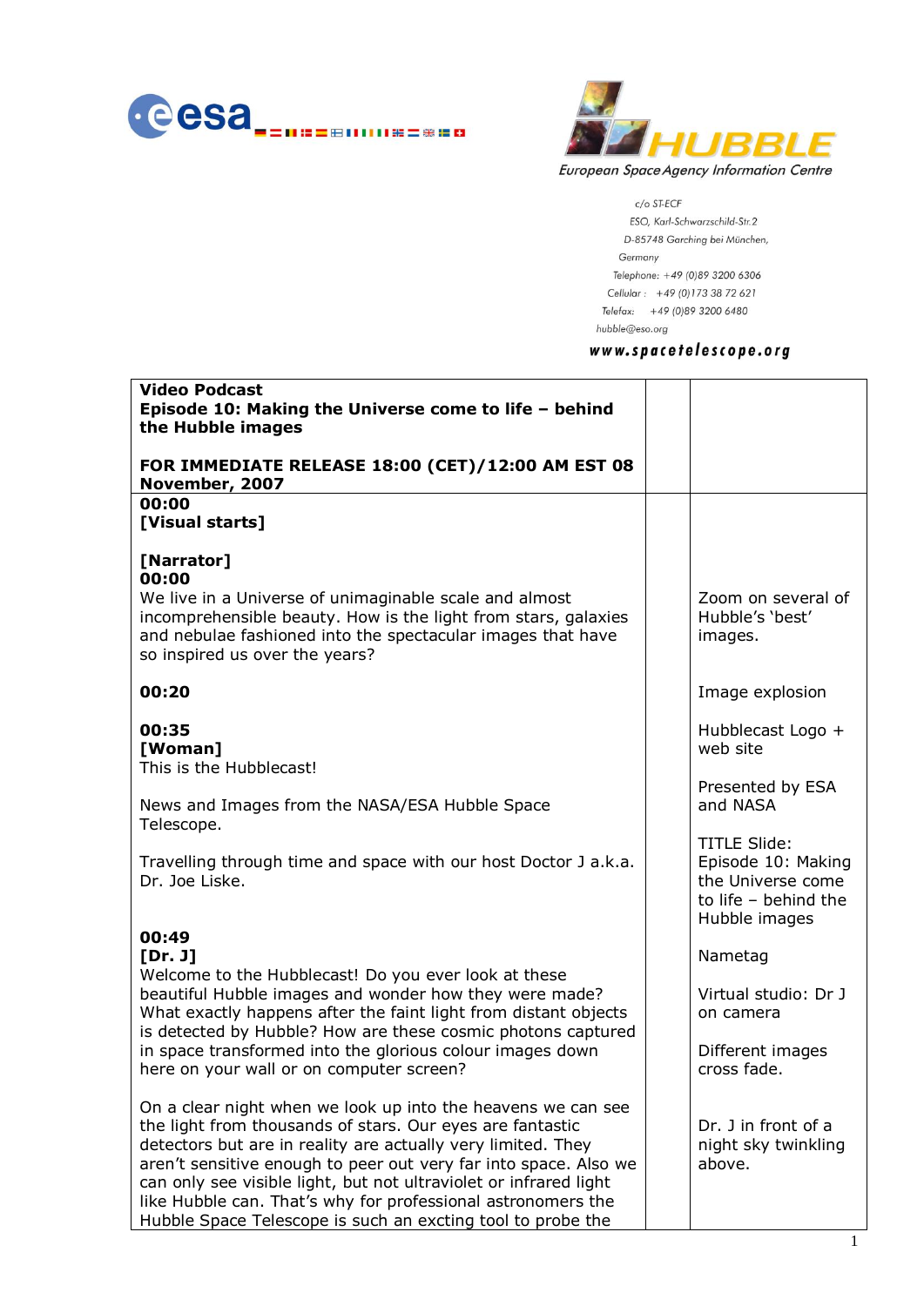European Space Agency Information Centre

c/o ST-ECF
ESO, Karl-Schwarzschild-Str.2
D-85748 Garching bei München,
Germany
Telephone: +49 (0)89 3200 6306
Cellular : +49 (0)173 38 72 621
Telefax: +49 (0)89 3200 6480
hubble@eso.org

**www.spacetelescope.org**

| **Video Podcast**<br>**Episode 10: Making the Universe come to life – behind the Hubble images**<br><br>**FOR IMMEDIATE RELEASE 18:00 (CET)/12:00 AM EST 08 November, 2007** | | |
|---|---|---|
| **00:00**<br>**[Visual starts]**<br><br>**[Narrator]**<br>**00:00**<br>We live in a Universe of unimaginable scale and almost incomprehensible beauty. How is the light from stars, galaxies and nebulae fashioned into the spectacular images that have so inspired us over the years? | | Zoom on several of Hubble's 'best' images. |
| **00:20** | | Image explosion |
| **00:35**<br>**[Woman]**<br>This is the Hubblecast! | | Hubblecast Logo + web site |
| News and Images from the NASA/ESA Hubble Space Telescope. | | Presented by ESA and NASA |
| Travelling through time and space with our host Doctor J a.k.a. Dr. Joe Liske. | | TITLE Slide: Episode 10: Making the Universe come to life – behind the Hubble images |
| **00:49**<br>**[Dr. J]** | | Nametag |
| Welcome to the Hubblecast! Do you ever look at these beautiful Hubble images and wonder how they were made? What exactly happens after the faint light from distant objects is detected by Hubble? How are these cosmic photons captured in space transformed into the glorious colour images down here on your wall or on computer screen? | | Virtual studio: Dr J on camera<br><br>Different images cross fade. |
| On a clear night when we look up into the heavens we can see the light from thousands of stars. Our eyes are fantastic detectors but are in reality are actually very limited. They aren't sensitive enough to peer out very far into space. Also we can only see visible light, but not ultraviolet or infrared light like Hubble can. That's why for professional astronomers the Hubble Space Telescope is such an excting tool to probe the | | Dr. J in front of a night sky twinkling above. |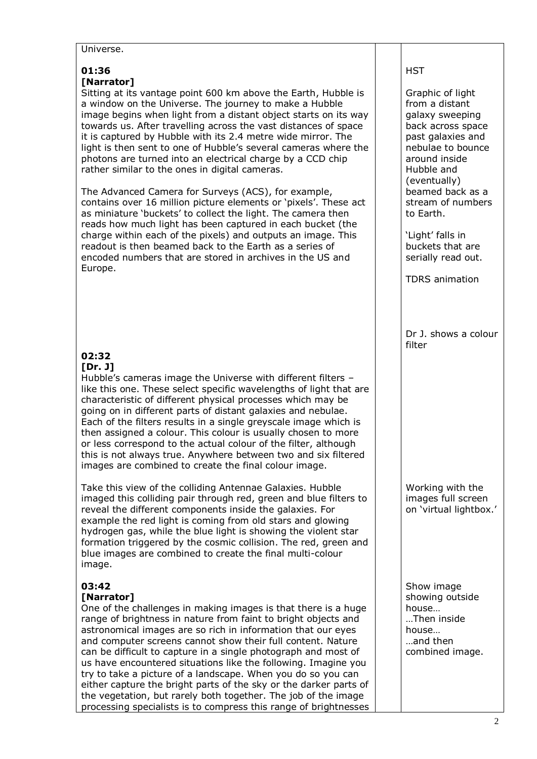| | | |
|---|---|---|
| Universe.<br><br>**01:36**<br>**[Narrator]**<br>Sitting at its vantage point 600 km above the Earth, Hubble is a window on the Universe. The journey to make a Hubble image begins when light from a distant object starts on its way towards us. After travelling across the vast distances of space it is captured by Hubble with its 2.4 metre wide mirror. The light is then sent to one of Hubble's several cameras where the photons are turned into an electrical charge by a CCD chip rather similar to the ones in digital cameras.<br><br>The Advanced Camera for Surveys (ACS), for example, contains over 16 million picture elements or 'pixels'. These act as miniature 'buckets' to collect the light. The camera then reads how much light has been captured in each bucket (the charge within each of the pixels) and outputs an image. This readout is then beamed back to the Earth as a series of encoded numbers that are stored in archives in the US and Europe. | | HST<br><br>Graphic of light from a distant galaxy sweeping back across space past galaxies and nebulae to bounce around inside Hubble and (eventually) beamed back as a stream of numbers to Earth.<br><br>'Light' falls in buckets that are serially read out.<br><br>TDRS animation |
| **02:32**<br>**[Dr. J]**<br>Hubble's cameras image the Universe with different filters – like this one. These select specific wavelengths of light that are characteristic of different physical processes which may be going on in different parts of distant galaxies and nebulae. Each of the filters results in a single greyscale image which is then assigned a colour. This colour is usually chosen to more or less correspond to the actual colour of the filter, although this is not always true. Anywhere between two and six filtered images are combined to create the final colour image.<br><br>Take this view of the colliding Antennae Galaxies. Hubble imaged this colliding pair through red, green and blue filters to reveal the different components inside the galaxies. For example the red light is coming from old stars and glowing hydrogen gas, while the blue light is showing the violent star formation triggered by the cosmic collision. The red, green and blue images are combined to create the final multi-colour image. | | Dr J. shows a colour filter<br><br>Working with the images full screen on 'virtual lightbox.' |
| **03:42**<br>**[Narrator]**<br>One of the challenges in making images is that there is a huge range of brightness in nature from faint to bright objects and astronomical images are so rich in information that our eyes and computer screens cannot show their full content. Nature can be difficult to capture in a single photograph and most of us have encountered situations like the following. Imagine you try to take a picture of a landscape. When you do so you can either capture the bright parts of the sky or the darker parts of the vegetation, but rarely both together. The job of the image processing specialists is to compress this range of brightnesses | | Show image showing outside house…<br>…Then inside house…<br>…and then combined image. |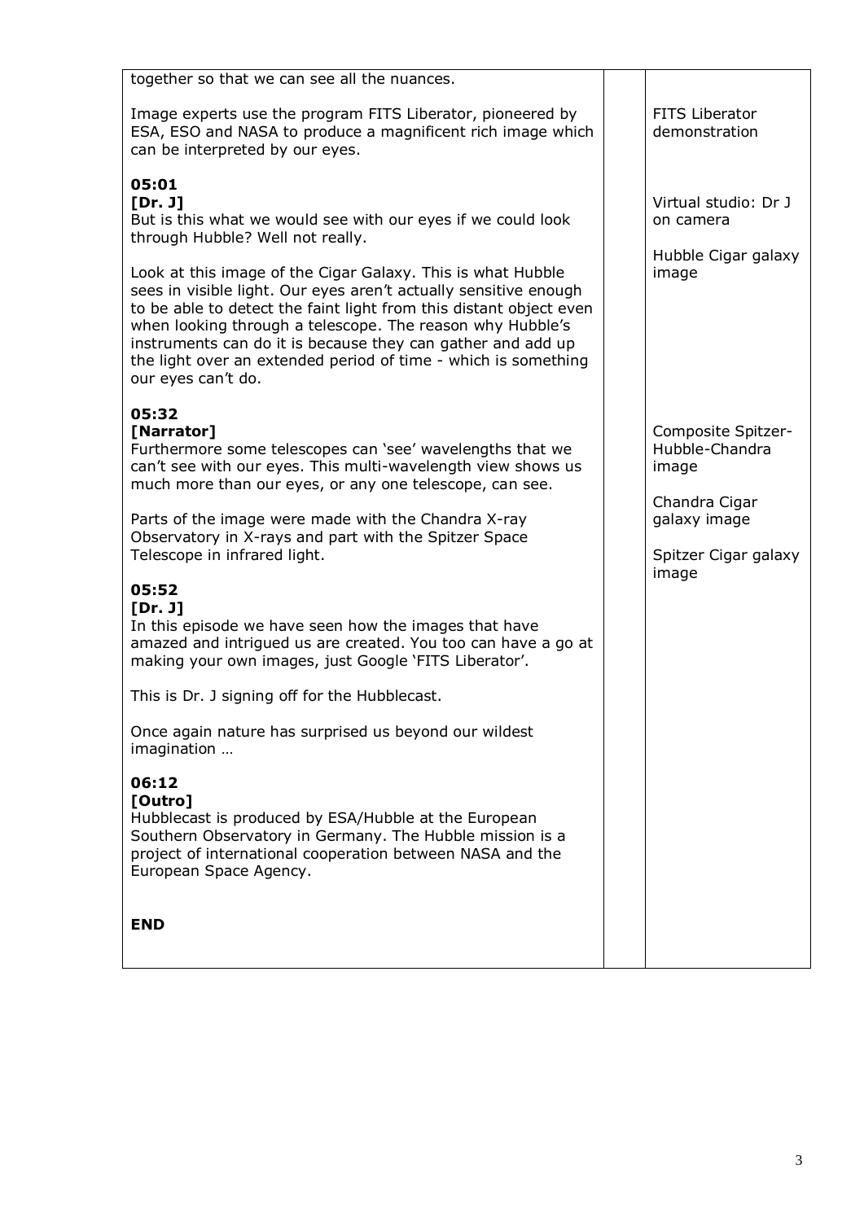| | | |
|---|---|---|
| together so that we can see all the nuances.<br><br>Image experts use the program FITS Liberator, pioneered by ESA, ESO and NASA to produce a magnificent rich image which can be interpreted by our eyes. | | FITS Liberator demonstration |
| **05:01**<br>**[Dr. J]**<br>But is this what we would see with our eyes if we could look through Hubble? Well not really. | | Virtual studio: Dr J on camera |
| Look at this image of the Cigar Galaxy. This is what Hubble sees in visible light. Our eyes aren't actually sensitive enough to be able to detect the faint light from this distant object even when looking through a telescope. The reason why Hubble's instruments can do it is because they can gather and add up the light over an extended period of time - which is something our eyes can't do. | | Hubble Cigar galaxy image |
| **05:32**<br>**[Narrator]**<br>Furthermore some telescopes can 'see' wavelengths that we can't see with our eyes. This multi-wavelength view shows us much more than our eyes, or any one telescope, can see. | | Composite Spitzer-Hubble-Chandra image |
| Parts of the image were made with the Chandra X-ray Observatory in X-rays and part with the Spitzer Space Telescope in infrared light. | | Chandra Cigar galaxy image<br><br>Spitzer Cigar galaxy image |
| **05:52**<br>**[Dr. J]**<br>In this episode we have seen how the images that have amazed and intrigued us are created. You too can have a go at making your own images, just Google 'FITS Liberator'.<br><br>This is Dr. J signing off for the Hubblecast.<br><br>Once again nature has surprised us beyond our wildest imagination … | | |
| **06:12**<br>**[Outro]**<br>Hubblecast is produced by ESA/Hubble at the European Southern Observatory in Germany. The Hubble mission is a project of international cooperation between NASA and the European Space Agency.<br><br>**END** | | |